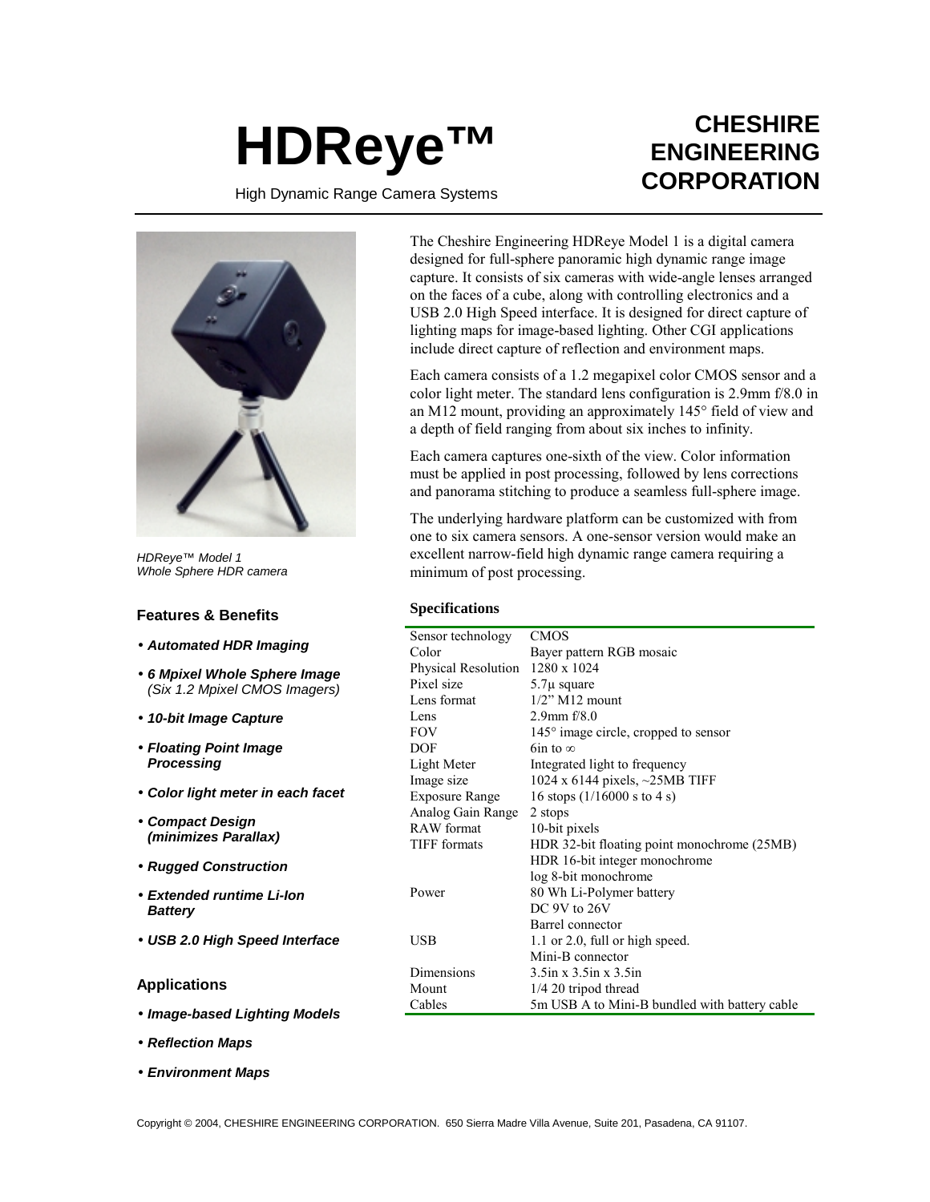# HDReye™

High Dynamic Range Camera Systems

**CHESHIRE ENGINEERING CORPORATION**

*HDReye™ Model 1*
*Whole Sphere HDR camera*

The Cheshire Engineering HDReye Model 1 is a digital camera designed for full-sphere panoramic high dynamic range image capture. It consists of six cameras with wide-angle lenses arranged on the faces of a cube, along with controlling electronics and a USB 2.0 High Speed interface. It is designed for direct capture of lighting maps for image-based lighting. Other CGI applications include direct capture of reflection and environment maps.

Each camera consists of a 1.2 megapixel color CMOS sensor and a color light meter. The standard lens configuration is 2.9mm f/8.0 in an M12 mount, providing an approximately 145° field of view and a depth of field ranging from about six inches to infinity.

Each camera captures one-sixth of the view. Color information must be applied in post processing, followed by lens corrections and panorama stitching to produce a seamless full-sphere image.

The underlying hardware platform can be customized with from one to six camera sensors. A one-sensor version would make an excellent narrow-field high dynamic range camera requiring a minimum of post processing.

### Features & Benefits

- ***Automated HDR Imaging***
- ***6 Mpixel Whole Sphere Image*** *(Six 1.2 Mpixel CMOS Imagers)*
- ***10-bit Image Capture***
- ***Floating Point Image Processing***
- ***Color light meter in each facet***
- ***Compact Design (minimizes Parallax)***
- ***Rugged Construction***
- ***Extended runtime Li-Ion Battery***
- ***USB 2.0 High Speed Interface***

### Applications

- ***Image-based Lighting Models***
- ***Reflection Maps***
- ***Environment Maps***

### Specifications

| | |
|---|---|
| Sensor technology | CMOS |
| Color | Bayer pattern RGB mosaic |
| Physical Resolution | 1280 x 1024 |
| Pixel size | 5.7µ square |
| Lens format | 1/2" M12 mount |
| Lens | 2.9mm f/8.0 |
| FOV | 145° image circle, cropped to sensor |
| DOF | 6in to ∞ |
| Light Meter | Integrated light to frequency |
| Image size | 1024 x 6144 pixels, ~25MB TIFF |
| Exposure Range | 16 stops (1/16000 s to 4 s) |
| Analog Gain Range | 2 stops |
| RAW format | 10-bit pixels |
| TIFF formats | HDR 32-bit floating point monochrome (25MB) |
| | HDR 16-bit integer monochrome |
| | log 8-bit monochrome |
| Power | 80 Wh Li-Polymer battery |
| | DC 9V to 26V |
| | Barrel connector |
| USB | 1.1 or 2.0, full or high speed. |
| | Mini-B connector |
| Dimensions | 3.5in x 3.5in x 3.5in |
| Mount | 1/4 20 tripod thread |
| Cables | 5m USB A to Mini-B bundled with battery cable |

Copyright © 2004, CHESHIRE ENGINEERING CORPORATION. 650 Sierra Madre Villa Avenue, Suite 201, Pasadena, CA 91107.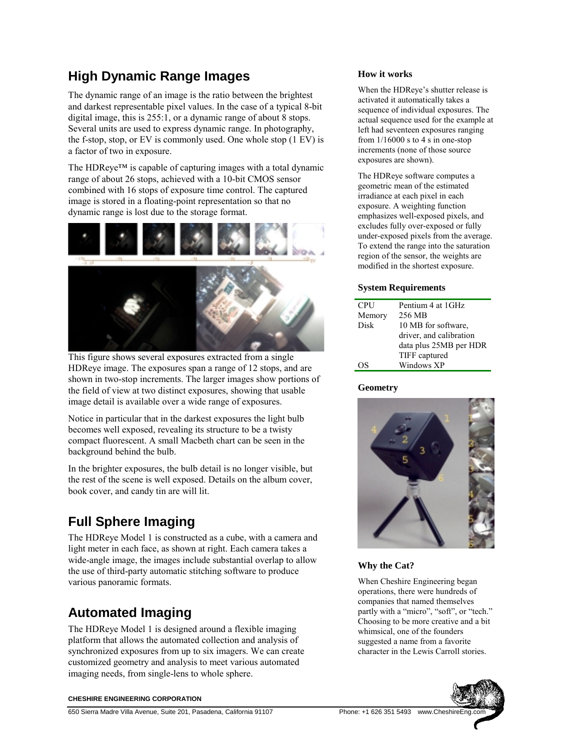## High Dynamic Range Images

The dynamic range of an image is the ratio between the brightest and darkest representable pixel values. In the case of a typical 8-bit digital image, this is 255:1, or a dynamic range of about 8 stops. Several units are used to express dynamic range. In photography, the f-stop, stop, or EV is commonly used. One whole stop (1 EV) is a factor of two in exposure.

The HDReye™ is capable of capturing images with a total dynamic range of about 26 stops, achieved with a 10-bit CMOS sensor combined with 16 stops of exposure time control. The captured image is stored in a floating-point representation so that no dynamic range is lost due to the storage format.

This figure shows several exposures extracted from a single HDReye image. The exposures span a range of 12 stops, and are shown in two-stop increments. The larger images show portions of the field of view at two distinct exposures, showing that usable image detail is available over a wide range of exposures.

Notice in particular that in the darkest exposures the light bulb becomes well exposed, revealing its structure to be a twisty compact fluorescent. A small Macbeth chart can be seen in the background behind the bulb.

In the brighter exposures, the bulb detail is no longer visible, but the rest of the scene is well exposed. Details on the album cover, book cover, and candy tin are will lit.

## Full Sphere Imaging

The HDReye Model 1 is constructed as a cube, with a camera and light meter in each face, as shown at right. Each camera takes a wide-angle image, the images include substantial overlap to allow the use of third-party automatic stitching software to produce various panoramic formats.

## Automated Imaging

The HDReye Model 1 is designed around a flexible imaging platform that allows the automated collection and analysis of synchronized exposures from up to six imagers. We can create customized geometry and analysis to meet various automated imaging needs, from single-lens to whole sphere.

### How it works

When the HDReye's shutter release is activated it automatically takes a sequence of individual exposures. The actual sequence used for the example at left had seventeen exposures ranging from 1/16000 s to 4 s in one-stop increments (none of those source exposures are shown).

The HDReye software computes a geometric mean of the estimated irradiance at each pixel in each exposure. A weighting function emphasizes well-exposed pixels, and excludes fully over-exposed or fully under-exposed pixels from the average. To extend the range into the saturation region of the sensor, the weights are modified in the shortest exposure.

### System Requirements

| | |
|---|---|
| CPU | Pentium 4 at 1GHz |
| Memory | 256 MB |
| Disk | 10 MB for software, driver, and calibration data plus 25MB per HDR TIFF captured |
| OS | Windows XP |

### Geometry

### Why the Cat?

When Cheshire Engineering began operations, there were hundreds of companies that named themselves partly with a "micro", "soft", or "tech." Choosing to be more creative and a bit whimsical, one of the founders suggested a name from a favorite character in the Lewis Carroll stories.

**CHESHIRE ENGINEERING CORPORATION**

650 Sierra Madre Villa Avenue, Suite 201, Pasadena, California 91107 Phone: +1 626 351 5493 www.CheshireEng.com